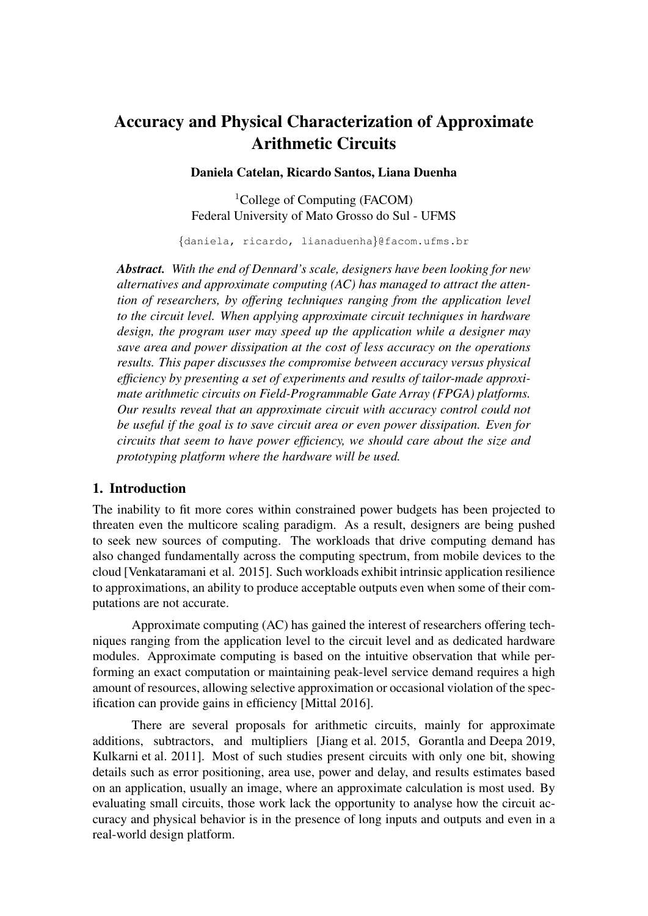# Accuracy and Physical Characterization of Approximate Arithmetic Circuits

**Daniela Catelan, Ricardo Santos, Liana Duenha**

[1]College of Computing (FACOM)
Federal University of Mato Grosso do Sul - UFMS

{daniela, ricardo, lianaduenha}@facom.ufms.br

***Abstract.*** *With the end of Dennard's scale, designers have been looking for new alternatives and approximate computing (AC) has managed to attract the attention of researchers, by offering techniques ranging from the application level to the circuit level. When applying approximate circuit techniques in hardware design, the program user may speed up the application while a designer may save area and power dissipation at the cost of less accuracy on the operations results. This paper discusses the compromise between accuracy versus physical efficiency by presenting a set of experiments and results of tailor-made approximate arithmetic circuits on Field-Programmable Gate Array (FPGA) platforms. Our results reveal that an approximate circuit with accuracy control could not be useful if the goal is to save circuit area or even power dissipation. Even for circuits that seem to have power efficiency, we should care about the size and prototyping platform where the hardware will be used.*

## 1. Introduction

The inability to fit more cores within constrained power budgets has been projected to threaten even the multicore scaling paradigm. As a result, designers are being pushed to seek new sources of computing. The workloads that drive computing demand has also changed fundamentally across the computing spectrum, from mobile devices to the cloud [Venkataramani et al. 2015]. Such workloads exhibit intrinsic application resilience to approximations, an ability to produce acceptable outputs even when some of their computations are not accurate.

Approximate computing (AC) has gained the interest of researchers offering techniques ranging from the application level to the circuit level and as dedicated hardware modules. Approximate computing is based on the intuitive observation that while performing an exact computation or maintaining peak-level service demand requires a high amount of resources, allowing selective approximation or occasional violation of the specification can provide gains in efficiency [Mittal 2016].

There are several proposals for arithmetic circuits, mainly for approximate additions, subtractors, and multipliers [Jiang et al. 2015, Gorantla and Deepa 2019, Kulkarni et al. 2011]. Most of such studies present circuits with only one bit, showing details such as error positioning, area use, power and delay, and results estimates based on an application, usually an image, where an approximate calculation is most used. By evaluating small circuits, those work lack the opportunity to analyse how the circuit accuracy and physical behavior is in the presence of long inputs and outputs and even in a real-world design platform.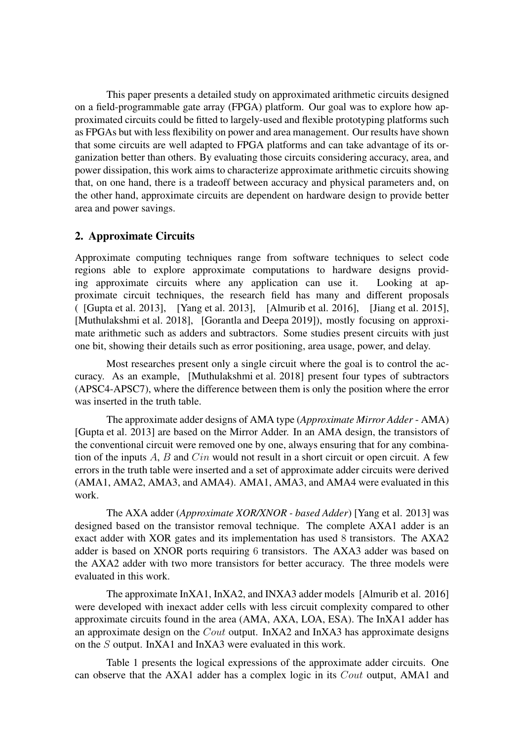This paper presents a detailed study on approximated arithmetic circuits designed on a field-programmable gate array (FPGA) platform. Our goal was to explore how approximated circuits could be fitted to largely-used and flexible prototyping platforms such as FPGAs but with less flexibility on power and area management. Our results have shown that some circuits are well adapted to FPGA platforms and can take advantage of its organization better than others. By evaluating those circuits considering accuracy, area, and power dissipation, this work aims to characterize approximate arithmetic circuits showing that, on one hand, there is a tradeoff between accuracy and physical parameters and, on the other hand, approximate circuits are dependent on hardware design to provide better area and power savings.

## 2. Approximate Circuits

Approximate computing techniques range from software techniques to select code regions able to explore approximate computations to hardware designs providing approximate circuits where any application can use it. Looking at approximate circuit techniques, the research field has many and different proposals ( [Gupta et al. 2013], [Yang et al. 2013], [Almurib et al. 2016], [Jiang et al. 2015], [Muthulakshmi et al. 2018], [Gorantla and Deepa 2019]), mostly focusing on approximate arithmetic such as adders and subtractors. Some studies present circuits with just one bit, showing their details such as error positioning, area usage, power, and delay.

Most researches present only a single circuit where the goal is to control the accuracy. As an example, [Muthulakshmi et al. 2018] present four types of subtractors (APSC4-APSC7), where the difference between them is only the position where the error was inserted in the truth table.

The approximate adder designs of AMA type (*Approximate Mirror Adder* - AMA) [Gupta et al. 2013] are based on the Mirror Adder. In an AMA design, the transistors of the conventional circuit were removed one by one, always ensuring that for any combination of the inputs $A$, $B$ and $Cin$ would not result in a short circuit or open circuit. A few errors in the truth table were inserted and a set of approximate adder circuits were derived (AMA1, AMA2, AMA3, and AMA4). AMA1, AMA3, and AMA4 were evaluated in this work.

The AXA adder (*Approximate XOR/XNOR - based Adder*) [Yang et al. 2013] was designed based on the transistor removal technique. The complete AXA1 adder is an exact adder with XOR gates and its implementation has used $8$ transistors. The AXA2 adder is based on XNOR ports requiring $6$ transistors. The AXA3 adder was based on the AXA2 adder with two more transistors for better accuracy. The three models were evaluated in this work.

The approximate InXA1, InXA2, and INXA3 adder models [Almurib et al. 2016] were developed with inexact adder cells with less circuit complexity compared to other approximate circuits found in the area (AMA, AXA, LOA, ESA). The InXA1 adder has an approximate design on the $Cout$ output. InXA2 and InXA3 has approximate designs on the $S$ output. InXA1 and InXA3 were evaluated in this work.

Table 1 presents the logical expressions of the approximate adder circuits. One can observe that the AXA1 adder has a complex logic in its $Cout$ output, AMA1 and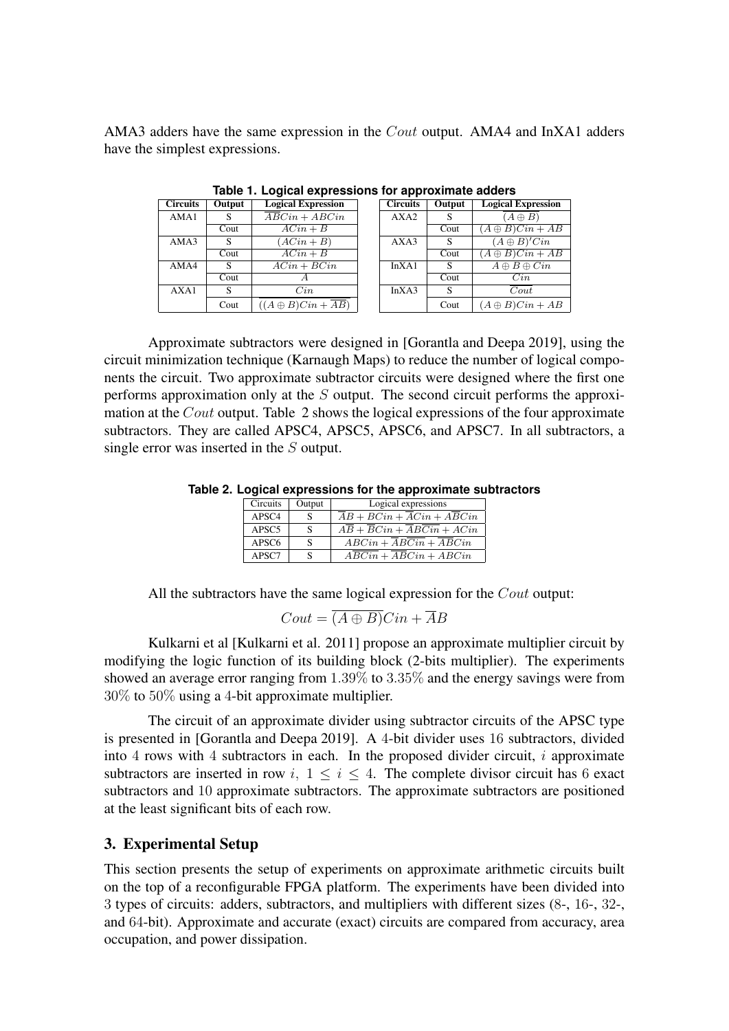AMA3 adders have the same expression in the $Cout$ output. AMA4 and InXA1 adders have the simplest expressions.

**Table 1. Logical expressions for approximate adders**

| Circuits | Output | Logical Expression | Circuits | Output | Logical Expression |
|---|---|---|---|---|---|
| AMA1 | S | $\overline{AB}Cin + ABCin$ | AXA2 | S | $\overline{(A \oplus B)}$ |
| | Cout | $\overline{ACin + B}$ | | Cout | $\overline{(A \oplus B)Cin + AB}$ |
| AMA3 | S | $\overline{(ACin + B)}$ | AXA3 | S | $\overline{(A \oplus B)'Cin}$ |
| | Cout | $\overline{ACin + B}$ | | Cout | $\overline{(A \oplus B)Cin + AB}$ |
| AMA4 | S | $\overline{ACin + BCin}$ | InXA1 | S | $\overline{A \oplus B \oplus Cin}$ |
| | Cout | $A$ | | Cout | $\overline{Cin}$ |
| AXA1 | S | $Cin$ | InXA3 | S | $\overline{Cout}$ |
| | Cout | $\overline{((A \oplus B)Cin + \overline{AB})}$ | | Cout | $(A \oplus B)Cin + AB$ |

Approximate subtractors were designed in [Gorantla and Deepa 2019], using the circuit minimization technique (Karnaugh Maps) to reduce the number of logical components the circuit. Two approximate subtractor circuits were designed where the first one performs approximation only at the $S$ output. The second circuit performs the approximation at the $Cout$ output. Table 2 shows the logical expressions of the four approximate subtractors. They are called APSC4, APSC5, APSC6, and APSC7. In all subtractors, a single error was inserted in the $S$ output.

**Table 2. Logical expressions for the approximate subtractors**

| Circuits | Output | Logical expressions |
|---|---|---|
| APSC4 | S | $\overline{A}B + BCin + \overline{A}Cin + A\overline{B}Cin$ |
| APSC5 | S | $A\overline{B} + \overline{B}Cin + \overline{A}B\overline{Cin} + ACin$ |
| APSC6 | S | $ABCin + \overline{A}B\overline{Cin} + \overline{AB}Cin$ |
| APSC7 | S | $A\overline{BCin} + \overline{AB}Cin + ABCin$ |

All the subtractors have the same logical expression for the $Cout$ output:

$$Cout = \overline{(A \oplus B)}Cin + \overline{A}B$$

Kulkarni et al [Kulkarni et al. 2011] propose an approximate multiplier circuit by modifying the logic function of its building block (2-bits multiplier). The experiments showed an average error ranging from $1.39\%$ to $3.35\%$ and the energy savings were from $30\%$ to $50\%$ using a 4-bit approximate multiplier.

The circuit of an approximate divider using subtractor circuits of the APSC type is presented in [Gorantla and Deepa 2019]. A 4-bit divider uses 16 subtractors, divided into 4 rows with 4 subtractors in each. In the proposed divider circuit, $i$ approximate subtractors are inserted in row $i$, $1 \leq i \leq 4$. The complete divisor circuit has 6 exact subtractors and 10 approximate subtractors. The approximate subtractors are positioned at the least significant bits of each row.

## 3. Experimental Setup

This section presents the setup of experiments on approximate arithmetic circuits built on the top of a reconfigurable FPGA platform. The experiments have been divided into 3 types of circuits: adders, subtractors, and multipliers with different sizes (8-, 16-, 32-, and 64-bit). Approximate and accurate (exact) circuits are compared from accuracy, area occupation, and power dissipation.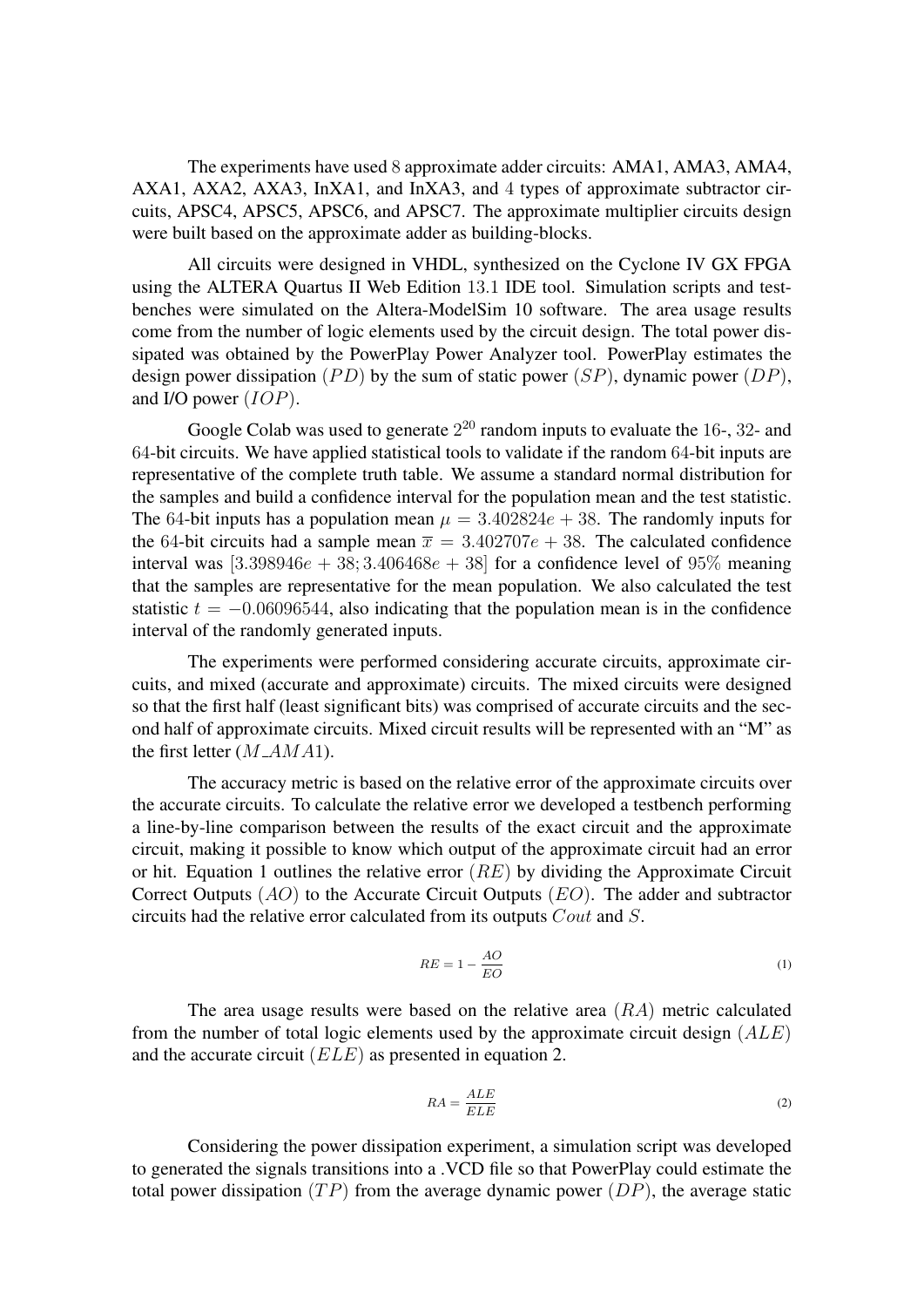The experiments have used $8$ approximate adder circuits: AMA1, AMA3, AMA4, AXA1, AXA2, AXA3, InXA1, and InXA3, and $4$ types of approximate subtractor circuits, APSC4, APSC5, APSC6, and APSC7. The approximate multiplier circuits design were built based on the approximate adder as building-blocks.

All circuits were designed in VHDL, synthesized on the Cyclone IV GX FPGA using the ALTERA Quartus II Web Edition $13.1$ IDE tool. Simulation scripts and testbenches were simulated on the Altera-ModelSim 10 software. The area usage results come from the number of logic elements used by the circuit design. The total power dissipated was obtained by the PowerPlay Power Analyzer tool. PowerPlay estimates the design power dissipation $(PD)$ by the sum of static power $(SP)$, dynamic power $(DP)$, and I/O power $(IOP)$.

Google Colab was used to generate $2^{20}$ random inputs to evaluate the $16$-, $32$- and $64$-bit circuits. We have applied statistical tools to validate if the random $64$-bit inputs are representative of the complete truth table. We assume a standard normal distribution for the samples and build a confidence interval for the population mean and the test statistic. The $64$-bit inputs has a population mean $\mu = 3.402824e + 38$. The randomly inputs for the $64$-bit circuits had a sample mean $\overline{x} = 3.402707e + 38$. The calculated confidence interval was $[3.398946e + 38; 3.406468e + 38]$ for a confidence level of $95\%$ meaning that the samples are representative for the mean population. We also calculated the test statistic $t = -0.06096544$, also indicating that the population mean is in the confidence interval of the randomly generated inputs.

The experiments were performed considering accurate circuits, approximate circuits, and mixed (accurate and approximate) circuits. The mixed circuits were designed so that the first half (least significant bits) was comprised of accurate circuits and the second half of approximate circuits. Mixed circuit results will be represented with an "M" as the first letter ($M\_AMA1$).

The accuracy metric is based on the relative error of the approximate circuits over the accurate circuits. To calculate the relative error we developed a testbench performing a line-by-line comparison between the results of the exact circuit and the approximate circuit, making it possible to know which output of the approximate circuit had an error or hit. Equation 1 outlines the relative error $(RE)$ by dividing the Approximate Circuit Correct Outputs $(AO)$ to the Accurate Circuit Outputs $(EO)$. The adder and subtractor circuits had the relative error calculated from its outputs $Cout$ and $S$.

$$RE = 1 - \frac{AO}{EO} \tag{1}$$

The area usage results were based on the relative area $(RA)$ metric calculated from the number of total logic elements used by the approximate circuit design $(ALE)$ and the accurate circuit $(ELE)$ as presented in equation 2.

$$RA = \frac{ALE}{ELE} \tag{2}$$

Considering the power dissipation experiment, a simulation script was developed to generated the signals transitions into a .VCD file so that PowerPlay could estimate the total power dissipation $(TP)$ from the average dynamic power $(DP)$, the average static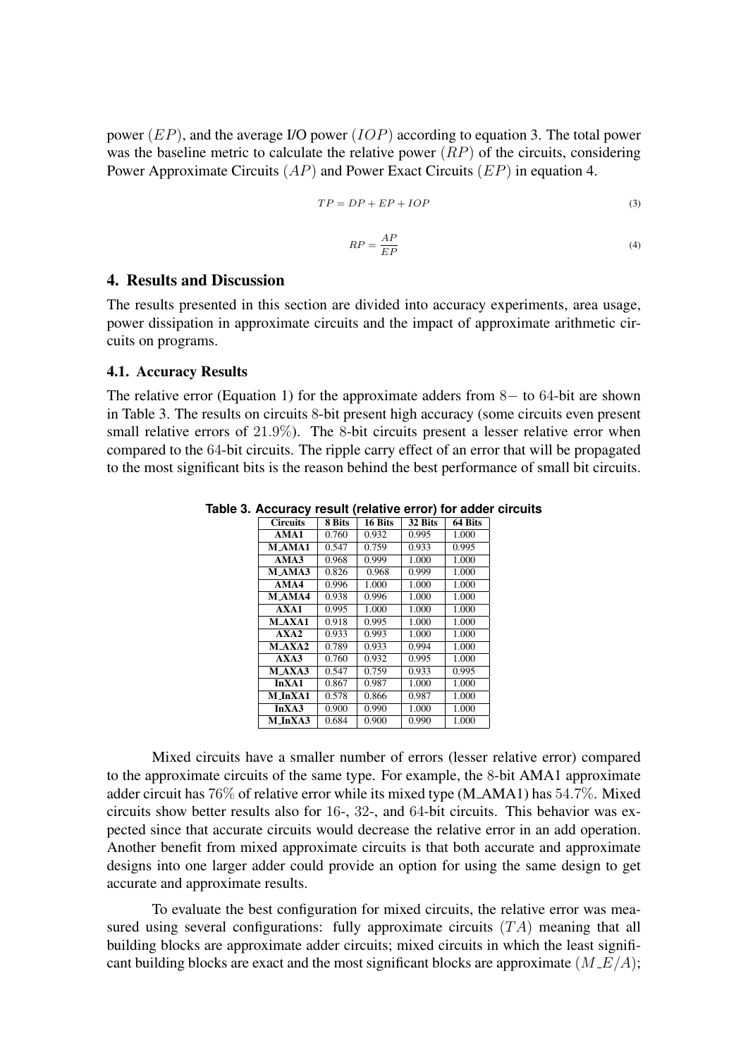power ($EP$), and the average I/O power ($IOP$) according to equation 3. The total power was the baseline metric to calculate the relative power ($RP$) of the circuits, considering Power Approximate Circuits ($AP$) and Power Exact Circuits ($EP$) in equation 4.

$$TP = DP + EP + IOP \tag{3}$$

$$RP = \frac{AP}{EP} \tag{4}$$

## 4. Results and Discussion

The results presented in this section are divided into accuracy experiments, area usage, power dissipation in approximate circuits and the impact of approximate arithmetic circuits on programs.

### 4.1. Accuracy Results

The relative error (Equation 1) for the approximate adders from $8-$ to $64$-bit are shown in Table 3. The results on circuits $8$-bit present high accuracy (some circuits even present small relative errors of $21.9\%$). The $8$-bit circuits present a lesser relative error when compared to the $64$-bit circuits. The ripple carry effect of an error that will be propagated to the most significant bits is the reason behind the best performance of small bit circuits.

**Table 3. Accuracy result (relative error) for adder circuits**

| Circuits | 8 Bits | 16 Bits | 32 Bits | 64 Bits |
|---|---|---|---|---|
| AMA1 | 0.760 | 0.932 | 0.995 | 1.000 |
| M_AMA1 | 0.547 | 0.759 | 0.933 | 0.995 |
| AMA3 | 0.968 | 0.999 | 1.000 | 1.000 |
| M_AMA3 | 0.826 | 0.968 | 0.999 | 1.000 |
| AMA4 | 0.996 | 1.000 | 1.000 | 1.000 |
| M_AMA4 | 0.938 | 0.996 | 1.000 | 1.000 |
| AXA1 | 0.995 | 1.000 | 1.000 | 1.000 |
| M_AXA1 | 0.918 | 0.995 | 1.000 | 1.000 |
| AXA2 | 0.933 | 0.993 | 1.000 | 1.000 |
| M_AXA2 | 0.789 | 0.933 | 0.994 | 1.000 |
| AXA3 | 0.760 | 0.932 | 0.995 | 1.000 |
| M_AXA3 | 0.547 | 0.759 | 0.933 | 0.995 |
| InXA1 | 0.867 | 0.987 | 1.000 | 1.000 |
| M_InXA1 | 0.578 | 0.866 | 0.987 | 1.000 |
| InXA3 | 0.900 | 0.990 | 1.000 | 1.000 |
| M_InXA3 | 0.684 | 0.900 | 0.990 | 1.000 |

Mixed circuits have a smaller number of errors (lesser relative error) compared to the approximate circuits of the same type. For example, the $8$-bit AMA1 approximate adder circuit has $76\%$ of relative error while its mixed type (M_AMA1) has $54.7\%$. Mixed circuits show better results also for $16$-, $32$-, and $64$-bit circuits. This behavior was expected since that accurate circuits would decrease the relative error in an add operation. Another benefit from mixed approximate circuits is that both accurate and approximate designs into one larger adder could provide an option for using the same design to get accurate and approximate results.

To evaluate the best configuration for mixed circuits, the relative error was measured using several configurations: fully approximate circuits ($TA$) meaning that all building blocks are approximate adder circuits; mixed circuits in which the least significant building blocks are exact and the most significant blocks are approximate ($M\_E/A$);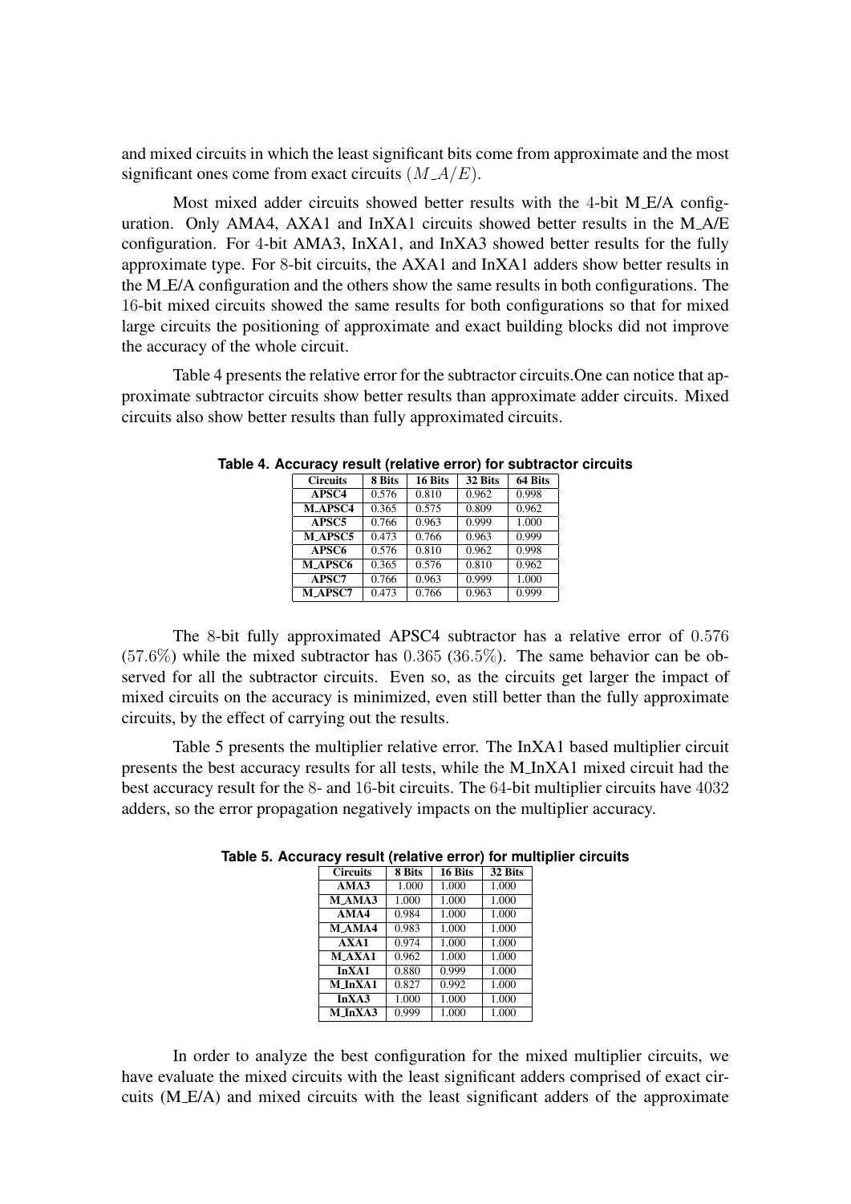and mixed circuits in which the least significant bits come from approximate and the most significant ones come from exact circuits ($M\_A/E$).

Most mixed adder circuits showed better results with the 4-bit M_E/A configuration. Only AMA4, AXA1 and InXA1 circuits showed better results in the M_A/E configuration. For 4-bit AMA3, InXA1, and InXA3 showed better results for the fully approximate type. For 8-bit circuits, the AXA1 and InXA1 adders show better results in the M_E/A configuration and the others show the same results in both configurations. The 16-bit mixed circuits showed the same results for both configurations so that for mixed large circuits the positioning of approximate and exact building blocks did not improve the accuracy of the whole circuit.

Table 4 presents the relative error for the subtractor circuits.One can notice that approximate subtractor circuits show better results than approximate adder circuits. Mixed circuits also show better results than fully approximated circuits.

**Table 4. Accuracy result (relative error) for subtractor circuits**

| Circuits | 8 Bits | 16 Bits | 32 Bits | 64 Bits |
|---|---|---|---|---|
| **APSC4** | 0.576 | 0.810 | 0.962 | 0.998 |
| **M_APSC4** | 0.365 | 0.575 | 0.809 | 0.962 |
| **APSC5** | 0.766 | 0.963 | 0.999 | 1.000 |
| **M_APSC5** | 0.473 | 0.766 | 0.963 | 0.999 |
| **APSC6** | 0.576 | 0.810 | 0.962 | 0.998 |
| **M_APSC6** | 0.365 | 0.576 | 0.810 | 0.962 |
| **APSC7** | 0.766 | 0.963 | 0.999 | 1.000 |
| **M_APSC7** | 0.473 | 0.766 | 0.963 | 0.999 |

The 8-bit fully approximated APSC4 subtractor has a relative error of 0.576 (57.6%) while the mixed subtractor has 0.365 (36.5%). The same behavior can be observed for all the subtractor circuits. Even so, as the circuits get larger the impact of mixed circuits on the accuracy is minimized, even still better than the fully approximate circuits, by the effect of carrying out the results.

Table 5 presents the multiplier relative error. The InXA1 based multiplier circuit presents the best accuracy results for all tests, while the M_InXA1 mixed circuit had the best accuracy result for the 8- and 16-bit circuits. The 64-bit multiplier circuits have 4032 adders, so the error propagation negatively impacts on the multiplier accuracy.

**Table 5. Accuracy result (relative error) for multiplier circuits**

| Circuits | 8 Bits | 16 Bits | 32 Bits |
|---|---|---|---|
| **AMA3** | 1.000 | 1.000 | 1.000 |
| **M_AMA3** | 1.000 | 1.000 | 1.000 |
| **AMA4** | 0.984 | 1.000 | 1.000 |
| **M_AMA4** | 0.983 | 1.000 | 1.000 |
| **AXA1** | 0.974 | 1.000 | 1.000 |
| **M_AXA1** | 0.962 | 1.000 | 1.000 |
| **InXA1** | 0.880 | 0.999 | 1.000 |
| **M_InXA1** | 0.827 | 0.992 | 1.000 |
| **InXA3** | 1.000 | 1.000 | 1.000 |
| **M_InXA3** | 0.999 | 1.000 | 1.000 |

In order to analyze the best configuration for the mixed multiplier circuits, we have evaluate the mixed circuits with the least significant adders comprised of exact circuits (M_E/A) and mixed circuits with the least significant adders of the approximate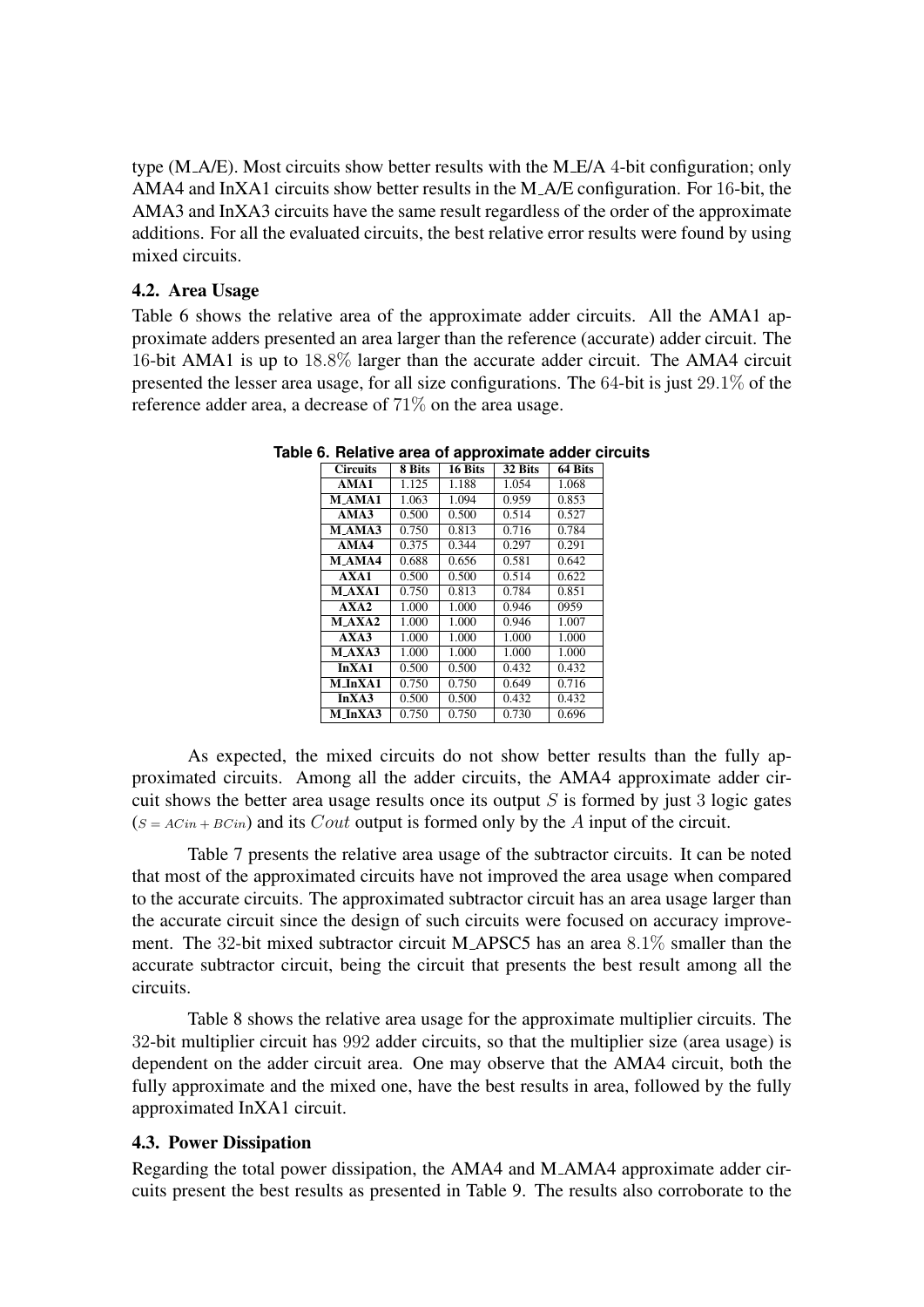type (M_A/E). Most circuits show better results with the M_E/A 4-bit configuration; only AMA4 and InXA1 circuits show better results in the M_A/E configuration. For 16-bit, the AMA3 and InXA3 circuits have the same result regardless of the order of the approximate additions. For all the evaluated circuits, the best relative error results were found by using mixed circuits.

### 4.2. Area Usage

Table 6 shows the relative area of the approximate adder circuits. All the AMA1 approximate adders presented an area larger than the reference (accurate) adder circuit. The 16-bit AMA1 is up to 18.8% larger than the accurate adder circuit. The AMA4 circuit presented the lesser area usage, for all size configurations. The 64-bit is just 29.1% of the reference adder area, a decrease of 71% on the area usage.

**Table 6. Relative area of approximate adder circuits**

| Circuits | 8 Bits | 16 Bits | 32 Bits | 64 Bits |
|---|---|---|---|---|
| AMA1 | 1.125 | 1.188 | 1.054 | 1.068 |
| M_AMA1 | 1.063 | 1.094 | 0.959 | 0.853 |
| AMA3 | 0.500 | 0.500 | 0.514 | 0.527 |
| M_AMA3 | 0.750 | 0.813 | 0.716 | 0.784 |
| AMA4 | 0.375 | 0.344 | 0.297 | 0.291 |
| M_AMA4 | 0.688 | 0.656 | 0.581 | 0.642 |
| AXA1 | 0.500 | 0.500 | 0.514 | 0.622 |
| M_AXA1 | 0.750 | 0.813 | 0.784 | 0.851 |
| AXA2 | 1.000 | 1.000 | 0.946 | 0959 |
| M_AXA2 | 1.000 | 1.000 | 0.946 | 1.007 |
| AXA3 | 1.000 | 1.000 | 1.000 | 1.000 |
| M_AXA3 | 1.000 | 1.000 | 1.000 | 1.000 |
| InXA1 | 0.500 | 0.500 | 0.432 | 0.432 |
| M_InXA1 | 0.750 | 0.750 | 0.649 | 0.716 |
| InXA3 | 0.500 | 0.500 | 0.432 | 0.432 |
| M_InXA3 | 0.750 | 0.750 | 0.730 | 0.696 |

As expected, the mixed circuits do not show better results than the fully approximated circuits. Among all the adder circuits, the AMA4 approximate adder circuit shows the better area usage results once its output $S$ is formed by just 3 logic gates ($S = ACin + BCin$) and its $Cout$ output is formed only by the $A$ input of the circuit.

Table 7 presents the relative area usage of the subtractor circuits. It can be noted that most of the approximated circuits have not improved the area usage when compared to the accurate circuits. The approximated subtractor circuit has an area usage larger than the accurate circuit since the design of such circuits were focused on accuracy improvement. The 32-bit mixed subtractor circuit M_APSC5 has an area 8.1% smaller than the accurate subtractor circuit, being the circuit that presents the best result among all the circuits.

Table 8 shows the relative area usage for the approximate multiplier circuits. The 32-bit multiplier circuit has 992 adder circuits, so that the multiplier size (area usage) is dependent on the adder circuit area. One may observe that the AMA4 circuit, both the fully approximate and the mixed one, have the best results in area, followed by the fully approximated InXA1 circuit.

### 4.3. Power Dissipation

Regarding the total power dissipation, the AMA4 and M_AMA4 approximate adder circuits present the best results as presented in Table 9. The results also corroborate to the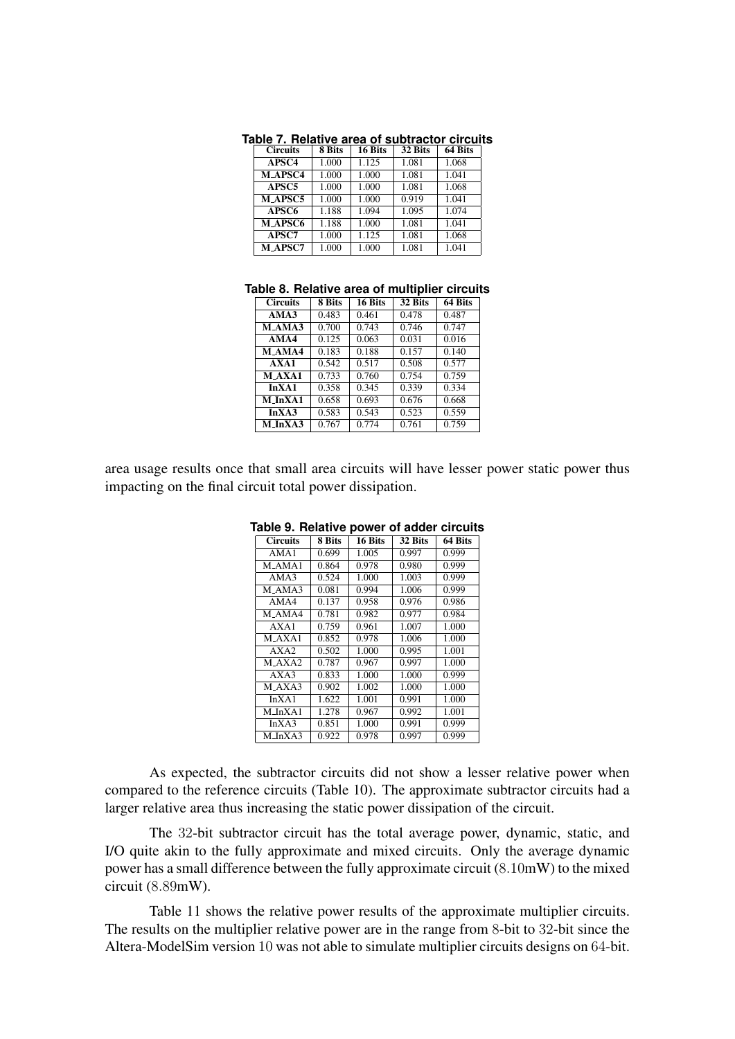**Table 7. Relative area of subtractor circuits**

| Circuits | 8 Bits | 16 Bits | 32 Bits | 64 Bits |
|---|---|---|---|---|
| APSC4 | 1.000 | 1.125 | 1.081 | 1.068 |
| M_APSC4 | 1.000 | 1.000 | 1.081 | 1.041 |
| APSC5 | 1.000 | 1.000 | 1.081 | 1.068 |
| M_APSC5 | 1.000 | 1.000 | 0.919 | 1.041 |
| APSC6 | 1.188 | 1.094 | 1.095 | 1.074 |
| M_APSC6 | 1.188 | 1.000 | 1.081 | 1.041 |
| APSC7 | 1.000 | 1.125 | 1.081 | 1.068 |
| M_APSC7 | 1.000 | 1.000 | 1.081 | 1.041 |

**Table 8. Relative area of multiplier circuits**

| Circuits | 8 Bits | 16 Bits | 32 Bits | 64 Bits |
|---|---|---|---|---|
| AMA3 | 0.483 | 0.461 | 0.478 | 0.487 |
| M_AMA3 | 0.700 | 0.743 | 0.746 | 0.747 |
| AMA4 | 0.125 | 0.063 | 0.031 | 0.016 |
| M_AMA4 | 0.183 | 0.188 | 0.157 | 0.140 |
| AXA1 | 0.542 | 0.517 | 0.508 | 0.577 |
| M_AXA1 | 0.733 | 0.760 | 0.754 | 0.759 |
| InXA1 | 0.358 | 0.345 | 0.339 | 0.334 |
| M_InXA1 | 0.658 | 0.693 | 0.676 | 0.668 |
| InXA3 | 0.583 | 0.543 | 0.523 | 0.559 |
| M_InXA3 | 0.767 | 0.774 | 0.761 | 0.759 |

area usage results once that small area circuits will have lesser power static power thus impacting on the final circuit total power dissipation.

**Table 9. Relative power of adder circuits**

| Circuits | 8 Bits | 16 Bits | 32 Bits | 64 Bits |
|---|---|---|---|---|
| AMA1 | 0.699 | 1.005 | 0.997 | 0.999 |
| M_AMA1 | 0.864 | 0.978 | 0.980 | 0.999 |
| AMA3 | 0.524 | 1.000 | 1.003 | 0.999 |
| M_AMA3 | 0.081 | 0.994 | 1.006 | 0.999 |
| AMA4 | 0.137 | 0.958 | 0.976 | 0.986 |
| M_AMA4 | 0.781 | 0.982 | 0.977 | 0.984 |
| AXA1 | 0.759 | 0.961 | 1.007 | 1.000 |
| M_AXA1 | 0.852 | 0.978 | 1.006 | 1.000 |
| AXA2 | 0.502 | 1.000 | 0.995 | 1.001 |
| M_AXA2 | 0.787 | 0.967 | 0.997 | 1.000 |
| AXA3 | 0.833 | 1.000 | 1.000 | 0.999 |
| M_AXA3 | 0.902 | 1.002 | 1.000 | 1.000 |
| InXA1 | 1.622 | 1.001 | 0.991 | 1.000 |
| M_InXA1 | 1.278 | 0.967 | 0.992 | 1.001 |
| InXA3 | 0.851 | 1.000 | 0.991 | 0.999 |
| M_InXA3 | 0.922 | 0.978 | 0.997 | 0.999 |

As expected, the subtractor circuits did not show a lesser relative power when compared to the reference circuits (Table 10). The approximate subtractor circuits had a larger relative area thus increasing the static power dissipation of the circuit.

The 32-bit subtractor circuit has the total average power, dynamic, static, and I/O quite akin to the fully approximate and mixed circuits. Only the average dynamic power has a small difference between the fully approximate circuit (8.10mW) to the mixed circuit (8.89mW).

Table 11 shows the relative power results of the approximate multiplier circuits. The results on the multiplier relative power are in the range from 8-bit to 32-bit since the Altera-ModelSim version 10 was not able to simulate multiplier circuits designs on 64-bit.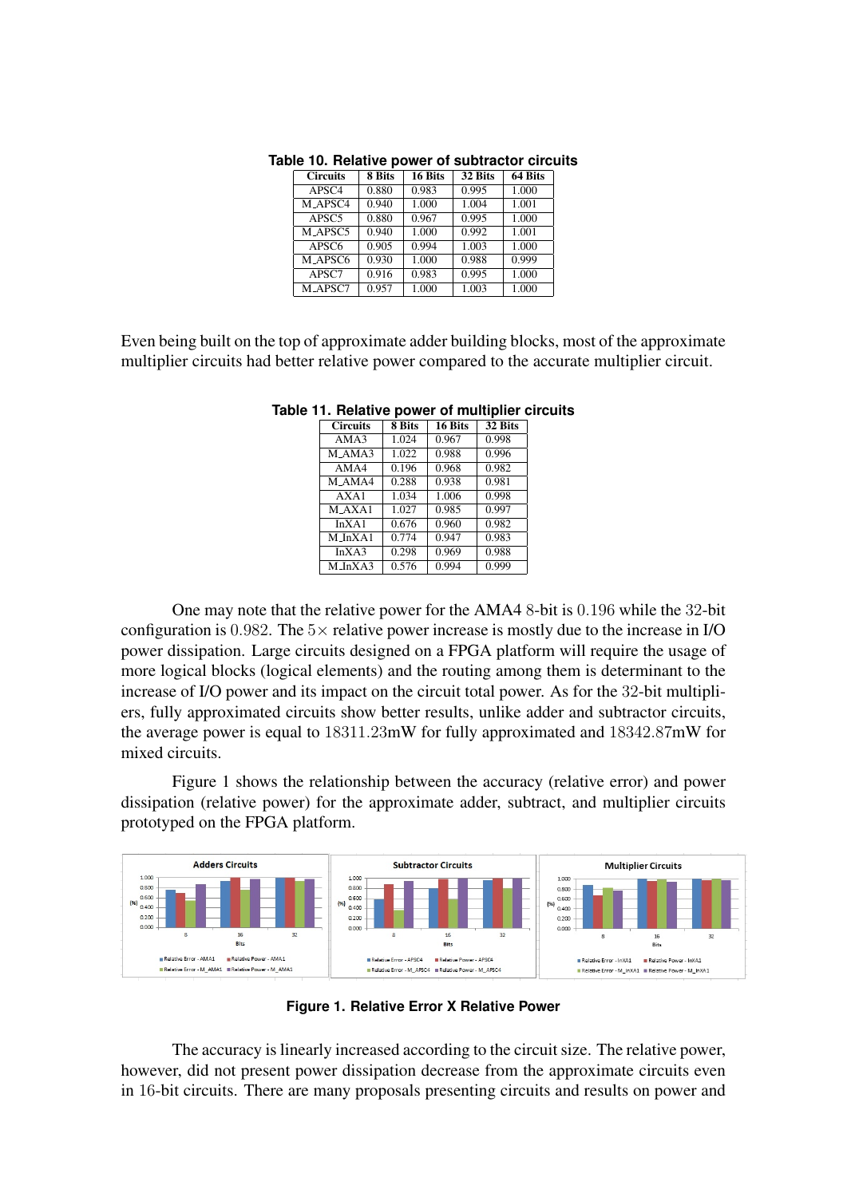**Table 10. Relative power of subtractor circuits**

| Circuits | 8 Bits | 16 Bits | 32 Bits | 64 Bits |
|---|---|---|---|---|
| APSC4 | 0.880 | 0.983 | 0.995 | 1.000 |
| M_APSC4 | 0.940 | 1.000 | 1.004 | 1.001 |
| APSC5 | 0.880 | 0.967 | 0.995 | 1.000 |
| M_APSC5 | 0.940 | 1.000 | 0.992 | 1.001 |
| APSC6 | 0.905 | 0.994 | 1.003 | 1.000 |
| M_APSC6 | 0.930 | 1.000 | 0.988 | 0.999 |
| APSC7 | 0.916 | 0.983 | 0.995 | 1.000 |
| M_APSC7 | 0.957 | 1.000 | 1.003 | 1.000 |

Even being built on the top of approximate adder building blocks, most of the approximate multiplier circuits had better relative power compared to the accurate multiplier circuit.

**Table 11. Relative power of multiplier circuits**

| Circuits | 8 Bits | 16 Bits | 32 Bits |
|---|---|---|---|
| AMA3 | 1.024 | 0.967 | 0.998 |
| M_AMA3 | 1.022 | 0.988 | 0.996 |
| AMA4 | 0.196 | 0.968 | 0.982 |
| M_AMA4 | 0.288 | 0.938 | 0.981 |
| AXA1 | 1.034 | 1.006 | 0.998 |
| M_AXA1 | 1.027 | 0.985 | 0.997 |
| InXA1 | 0.676 | 0.960 | 0.982 |
| M_InXA1 | 0.774 | 0.947 | 0.983 |
| InXA3 | 0.298 | 0.969 | 0.988 |
| M_InXA3 | 0.576 | 0.994 | 0.999 |

One may note that the relative power for the AMA4 $8$-bit is $0.196$ while the $32$-bit configuration is $0.982$. The $5\times$ relative power increase is mostly due to the increase in I/O power dissipation. Large circuits designed on a FPGA platform will require the usage of more logical blocks (logical elements) and the routing among them is determinant to the increase of I/O power and its impact on the circuit total power. As for the $32$-bit multipliers, fully approximated circuits show better results, unlike adder and subtractor circuits, the average power is equal to $18311.23$mW for fully approximated and $18342.87$mW for mixed circuits.

Figure 1 shows the relationship between the accuracy (relative error) and power dissipation (relative power) for the approximate adder, subtract, and multiplier circuits prototyped on the FPGA platform.

**Figure 1. Relative Error X Relative Power**

The accuracy is linearly increased according to the circuit size. The relative power, however, did not present power dissipation decrease from the approximate circuits even in $16$-bit circuits. There are many proposals presenting circuits and results on power and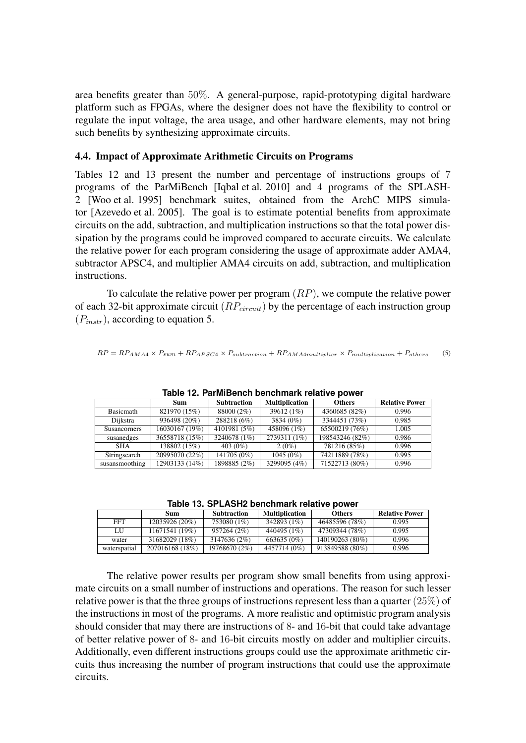area benefits greater than $50\%$. A general-purpose, rapid-prototyping digital hardware platform such as FPGAs, where the designer does not have the flexibility to control or regulate the input voltage, the area usage, and other hardware elements, may not bring such benefits by synthesizing approximate circuits.

### 4.4. Impact of Approximate Arithmetic Circuits on Programs

Tables 12 and 13 present the number and percentage of instructions groups of $7$ programs of the ParMiBench [Iqbal et al. 2010] and $4$ programs of the SPLASH-2 [Woo et al. 1995] benchmark suites, obtained from the ArchC MIPS simulator [Azevedo et al. 2005]. The goal is to estimate potential benefits from approximate circuits on the add, subtraction, and multiplication instructions so that the total power dissipation by the programs could be improved compared to accurate circuits. We calculate the relative power for each program considering the usage of approximate adder AMA4, subtractor APSC4, and multiplier AMA4 circuits on add, subtraction, and multiplication instructions.

To calculate the relative power per program $(RP)$, we compute the relative power of each 32-bit approximate circuit $(RP_{circuit})$ by the percentage of each instruction group $(P_{instr})$, according to equation 5.

$$RP = RP_{AMA4} \times P_{sum} + RP_{APSC4} \times P_{subtraction} + RP_{AMA4multiplier} \times P_{multiplication} + P_{others} \quad (5)$$

**Table 12. ParMiBench benchmark relative power**

| | Sum | Subtraction | Multiplication | Others | Relative Power |
|---|---|---|---|---|---|
| Basicmath | 821970 (15%) | 88000 (2%) | 39612 (1%) | 4360685 (82%) | 0.996 |
| Dijkstra | 936498 (20%) | 288218 (6%) | 3834 (0%) | 3344451 (73%) | 0.985 |
| Susancorners | 16030167 (19%) | 4101981 (5%) | 458096 (1%) | 65500219 (76%) | 1.005 |
| susanedges | 36558718 (15%) | 3240678 (1%) | 2739311 (1%) | 198543246 (82%) | 0.986 |
| SHA | 138802 (15%) | 403 (0%) | 2 (0%) | 781216 (85%) | 0.996 |
| Stringsearch | 20995070 (22%) | 141705 (0%) | 1045 (0%) | 74211889 (78%) | 0.995 |
| susansmoothing | 12903133 (14%) | 1898885 (2%) | 3299095 (4%) | 71522713 (80%) | 0.996 |

**Table 13. SPLASH2 benchmark relative power**

| | Sum | Subtraction | Multiplication | Others | Relative Power |
|---|---|---|---|---|---|
| FFT | 12035926 (20%) | 753080 (1%) | 342893 (1%) | 46485596 (78%) | 0.995 |
| LU | 11671541 (19%) | 957264 (2%) | 440495 (1%) | 47309344 (78%) | 0.995 |
| water | 31682029 (18%) | 3147636 (2%) | 663635 (0%) | 140190263 (80%) | 0.996 |
| waterspatial | 207016168 (18%) | 19768670 (2%) | 4457714 (0%) | 913849588 (80%) | 0.996 |

The relative power results per program show small benefits from using approximate circuits on a small number of instructions and operations. The reason for such lesser relative power is that the three groups of instructions represent less than a quarter $(25\%)$ of the instructions in most of the programs. A more realistic and optimistic program analysis should consider that may there are instructions of $8$- and $16$-bit that could take advantage of better relative power of $8$- and $16$-bit circuits mostly on adder and multiplier circuits. Additionally, even different instructions groups could use the approximate arithmetic circuits thus increasing the number of program instructions that could use the approximate circuits.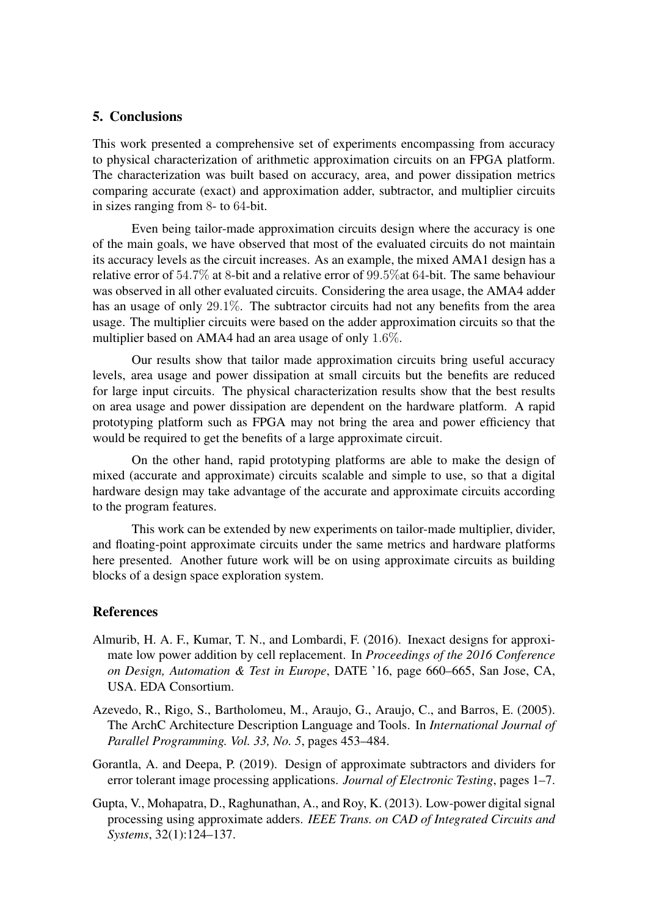## 5. Conclusions

This work presented a comprehensive set of experiments encompassing from accuracy to physical characterization of arithmetic approximation circuits on an FPGA platform. The characterization was built based on accuracy, area, and power dissipation metrics comparing accurate (exact) and approximation adder, subtractor, and multiplier circuits in sizes ranging from 8- to 64-bit.

Even being tailor-made approximation circuits design where the accuracy is one of the main goals, we have observed that most of the evaluated circuits do not maintain its accuracy levels as the circuit increases. As an example, the mixed AMA1 design has a relative error of 54.7% at 8-bit and a relative error of 99.5%at 64-bit. The same behaviour was observed in all other evaluated circuits. Considering the area usage, the AMA4 adder has an usage of only 29.1%. The subtractor circuits had not any benefits from the area usage. The multiplier circuits were based on the adder approximation circuits so that the multiplier based on AMA4 had an area usage of only 1.6%.

Our results show that tailor made approximation circuits bring useful accuracy levels, area usage and power dissipation at small circuits but the benefits are reduced for large input circuits. The physical characterization results show that the best results on area usage and power dissipation are dependent on the hardware platform. A rapid prototyping platform such as FPGA may not bring the area and power efficiency that would be required to get the benefits of a large approximate circuit.

On the other hand, rapid prototyping platforms are able to make the design of mixed (accurate and approximate) circuits scalable and simple to use, so that a digital hardware design may take advantage of the accurate and approximate circuits according to the program features.

This work can be extended by new experiments on tailor-made multiplier, divider, and floating-point approximate circuits under the same metrics and hardware platforms here presented. Another future work will be on using approximate circuits as building blocks of a design space exploration system.

## References

Almurib, H. A. F., Kumar, T. N., and Lombardi, F. (2016). Inexact designs for approximate low power addition by cell replacement. In *Proceedings of the 2016 Conference on Design, Automation & Test in Europe*, DATE '16, page 660–665, San Jose, CA, USA. EDA Consortium.

Azevedo, R., Rigo, S., Bartholomeu, M., Araujo, G., Araujo, C., and Barros, E. (2005). The ArchC Architecture Description Language and Tools. In *International Journal of Parallel Programming. Vol. 33, No. 5*, pages 453–484.

Gorantla, A. and Deepa, P. (2019). Design of approximate subtractors and dividers for error tolerant image processing applications. *Journal of Electronic Testing*, pages 1–7.

Gupta, V., Mohapatra, D., Raghunathan, A., and Roy, K. (2013). Low-power digital signal processing using approximate adders. *IEEE Trans. on CAD of Integrated Circuits and Systems*, 32(1):124–137.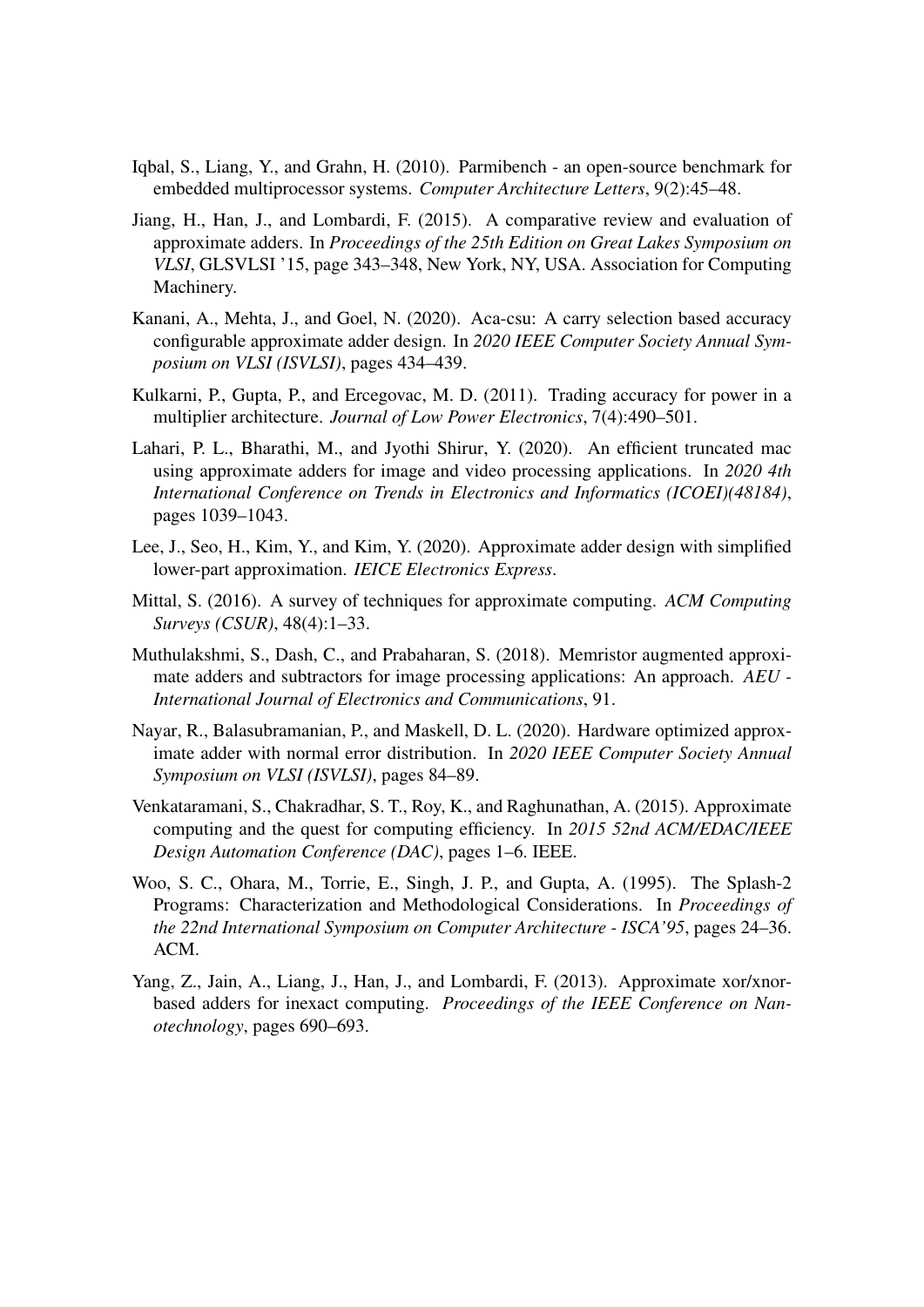Iqbal, S., Liang, Y., and Grahn, H. (2010). Parmibench - an open-source benchmark for embedded multiprocessor systems. *Computer Architecture Letters*, 9(2):45–48.

Jiang, H., Han, J., and Lombardi, F. (2015). A comparative review and evaluation of approximate adders. In *Proceedings of the 25th Edition on Great Lakes Symposium on VLSI*, GLSVLSI '15, page 343–348, New York, NY, USA. Association for Computing Machinery.

Kanani, A., Mehta, J., and Goel, N. (2020). Aca-csu: A carry selection based accuracy configurable approximate adder design. In *2020 IEEE Computer Society Annual Symposium on VLSI (ISVLSI)*, pages 434–439.

Kulkarni, P., Gupta, P., and Ercegovac, M. D. (2011). Trading accuracy for power in a multiplier architecture. *Journal of Low Power Electronics*, 7(4):490–501.

Lahari, P. L., Bharathi, M., and Jyothi Shirur, Y. (2020). An efficient truncated mac using approximate adders for image and video processing applications. In *2020 4th International Conference on Trends in Electronics and Informatics (ICOEI)(48184)*, pages 1039–1043.

Lee, J., Seo, H., Kim, Y., and Kim, Y. (2020). Approximate adder design with simplified lower-part approximation. *IEICE Electronics Express*.

Mittal, S. (2016). A survey of techniques for approximate computing. *ACM Computing Surveys (CSUR)*, 48(4):1–33.

Muthulakshmi, S., Dash, C., and Prabaharan, S. (2018). Memristor augmented approximate adders and subtractors for image processing applications: An approach. *AEU - International Journal of Electronics and Communications*, 91.

Nayar, R., Balasubramanian, P., and Maskell, D. L. (2020). Hardware optimized approximate adder with normal error distribution. In *2020 IEEE Computer Society Annual Symposium on VLSI (ISVLSI)*, pages 84–89.

Venkataramani, S., Chakradhar, S. T., Roy, K., and Raghunathan, A. (2015). Approximate computing and the quest for computing efficiency. In *2015 52nd ACM/EDAC/IEEE Design Automation Conference (DAC)*, pages 1–6. IEEE.

Woo, S. C., Ohara, M., Torrie, E., Singh, J. P., and Gupta, A. (1995). The Splash-2 Programs: Characterization and Methodological Considerations. In *Proceedings of the 22nd International Symposium on Computer Architecture - ISCA'95*, pages 24–36. ACM.

Yang, Z., Jain, A., Liang, J., Han, J., and Lombardi, F. (2013). Approximate xor/xnor-based adders for inexact computing. *Proceedings of the IEEE Conference on Nanotechnology*, pages 690–693.